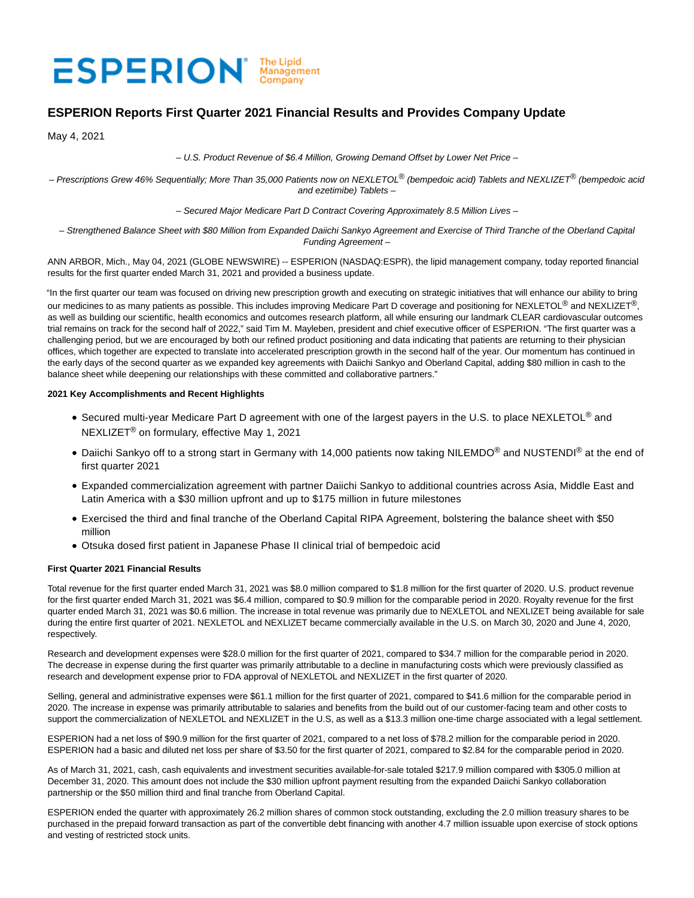ESPERION® The Lipid Management Company

# ESPERION Reports First Quarter 2021 Financial Results and Provides Company Update

May 4, 2021

*– U.S. Product Revenue of $6.4 Million, Growing Demand Offset by Lower Net Price –*

*– Prescriptions Grew 46% Sequentially; More Than 35,000 Patients now on NEXLETOL® (bempedoic acid) Tablets and NEXLIZET® (bempedoic acid and ezetimibe) Tablets –*

*– Secured Major Medicare Part D Contract Covering Approximately 8.5 Million Lives –*

*– Strengthened Balance Sheet with $80 Million from Expanded Daiichi Sankyo Agreement and Exercise of Third Tranche of the Oberland Capital Funding Agreement –*

ANN ARBOR, Mich., May 04, 2021 (GLOBE NEWSWIRE) -- ESPERION (NASDAQ:ESPR), the lipid management company, today reported financial results for the first quarter ended March 31, 2021 and provided a business update.

"In the first quarter our team was focused on driving new prescription growth and executing on strategic initiatives that will enhance our ability to bring our medicines to as many patients as possible. This includes improving Medicare Part D coverage and positioning for NEXLETOL® and NEXLIZET®, as well as building our scientific, health economics and outcomes research platform, all while ensuring our landmark CLEAR cardiovascular outcomes trial remains on track for the second half of 2022," said Tim M. Mayleben, president and chief executive officer of ESPERION. "The first quarter was a challenging period, but we are encouraged by both our refined product positioning and data indicating that patients are returning to their physician offices, which together are expected to translate into accelerated prescription growth in the second half of the year. Our momentum has continued in the early days of the second quarter as we expanded key agreements with Daiichi Sankyo and Oberland Capital, adding $80 million in cash to the balance sheet while deepening our relationships with these committed and collaborative partners."

**2021 Key Accomplishments and Recent Highlights**

- Secured multi-year Medicare Part D agreement with one of the largest payers in the U.S. to place NEXLETOL® and NEXLIZET® on formulary, effective May 1, 2021
- Daiichi Sankyo off to a strong start in Germany with 14,000 patients now taking NILEMDO® and NUSTENDI® at the end of first quarter 2021
- Expanded commercialization agreement with partner Daiichi Sankyo to additional countries across Asia, Middle East and Latin America with a $30 million upfront and up to $175 million in future milestones
- Exercised the third and final tranche of the Oberland Capital RIPA Agreement, bolstering the balance sheet with $50 million
- Otsuka dosed first patient in Japanese Phase II clinical trial of bempedoic acid

**First Quarter 2021 Financial Results**

Total revenue for the first quarter ended March 31, 2021 was $8.0 million compared to $1.8 million for the first quarter of 2020. U.S. product revenue for the first quarter ended March 31, 2021 was $6.4 million, compared to $0.9 million for the comparable period in 2020. Royalty revenue for the first quarter ended March 31, 2021 was $0.6 million. The increase in total revenue was primarily due to NEXLETOL and NEXLIZET being available for sale during the entire first quarter of 2021. NEXLETOL and NEXLIZET became commercially available in the U.S. on March 30, 2020 and June 4, 2020, respectively.

Research and development expenses were $28.0 million for the first quarter of 2021, compared to $34.7 million for the comparable period in 2020. The decrease in expense during the first quarter was primarily attributable to a decline in manufacturing costs which were previously classified as research and development expense prior to FDA approval of NEXLETOL and NEXLIZET in the first quarter of 2020.

Selling, general and administrative expenses were $61.1 million for the first quarter of 2021, compared to $41.6 million for the comparable period in 2020. The increase in expense was primarily attributable to salaries and benefits from the build out of our customer-facing team and other costs to support the commercialization of NEXLETOL and NEXLIZET in the U.S, as well as a $13.3 million one-time charge associated with a legal settlement.

ESPERION had a net loss of $90.9 million for the first quarter of 2021, compared to a net loss of $78.2 million for the comparable period in 2020. ESPERION had a basic and diluted net loss per share of $3.50 for the first quarter of 2021, compared to $2.84 for the comparable period in 2020.

As of March 31, 2021, cash, cash equivalents and investment securities available-for-sale totaled $217.9 million compared with $305.0 million at December 31, 2020. This amount does not include the $30 million upfront payment resulting from the expanded Daiichi Sankyo collaboration partnership or the $50 million third and final tranche from Oberland Capital.

ESPERION ended the quarter with approximately 26.2 million shares of common stock outstanding, excluding the 2.0 million treasury shares to be purchased in the prepaid forward transaction as part of the convertible debt financing with another 4.7 million issuable upon exercise of stock options and vesting of restricted stock units.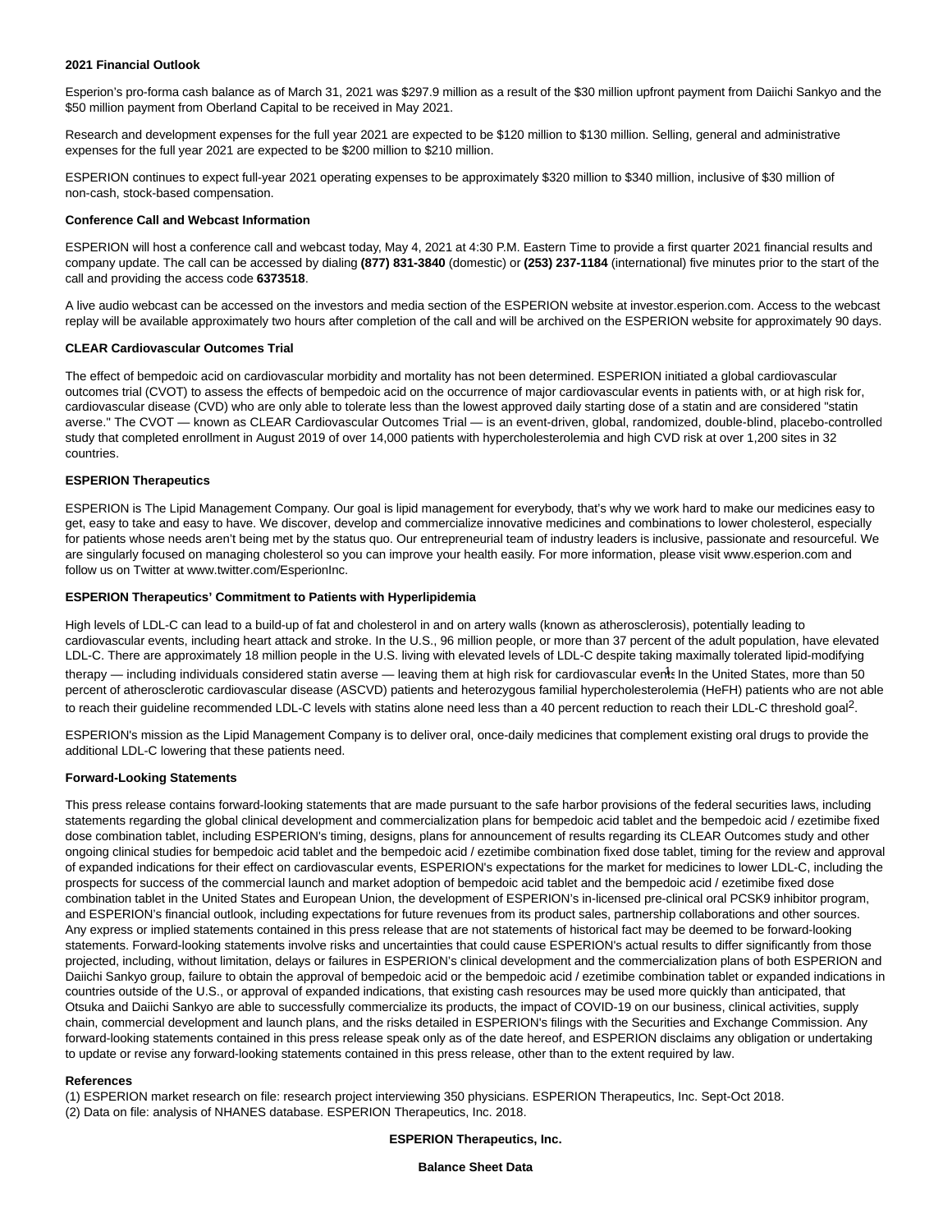### 2021 Financial Outlook

Esperion's pro-forma cash balance as of March 31, 2021 was $297.9 million as a result of the $30 million upfront payment from Daiichi Sankyo and the $50 million payment from Oberland Capital to be received in May 2021.

Research and development expenses for the full year 2021 are expected to be $120 million to $130 million. Selling, general and administrative expenses for the full year 2021 are expected to be $200 million to $210 million.

ESPERION continues to expect full-year 2021 operating expenses to be approximately $320 million to $340 million, inclusive of $30 million of non-cash, stock-based compensation.

### Conference Call and Webcast Information

ESPERION will host a conference call and webcast today, May 4, 2021 at 4:30 P.M. Eastern Time to provide a first quarter 2021 financial results and company update. The call can be accessed by dialing **(877) 831-3840** (domestic) or **(253) 237-1184** (international) five minutes prior to the start of the call and providing the access code **6373518**.

A live audio webcast can be accessed on the investors and media section of the ESPERION website at investor.esperion.com. Access to the webcast replay will be available approximately two hours after completion of the call and will be archived on the ESPERION website for approximately 90 days.

### CLEAR Cardiovascular Outcomes Trial

The effect of bempedoic acid on cardiovascular morbidity and mortality has not been determined. ESPERION initiated a global cardiovascular outcomes trial (CVOT) to assess the effects of bempedoic acid on the occurrence of major cardiovascular events in patients with, or at high risk for, cardiovascular disease (CVD) who are only able to tolerate less than the lowest approved daily starting dose of a statin and are considered "statin averse." The CVOT — known as CLEAR Cardiovascular Outcomes Trial — is an event-driven, global, randomized, double-blind, placebo-controlled study that completed enrollment in August 2019 of over 14,000 patients with hypercholesterolemia and high CVD risk at over 1,200 sites in 32 countries.

### ESPERION Therapeutics

ESPERION is The Lipid Management Company. Our goal is lipid management for everybody, that's why we work hard to make our medicines easy to get, easy to take and easy to have. We discover, develop and commercialize innovative medicines and combinations to lower cholesterol, especially for patients whose needs aren't being met by the status quo. Our entrepreneurial team of industry leaders is inclusive, passionate and resourceful. We are singularly focused on managing cholesterol so you can improve your health easily. For more information, please visit www.esperion.com and follow us on Twitter at www.twitter.com/EsperionInc.

### ESPERION Therapeutics' Commitment to Patients with Hyperlipidemia

High levels of LDL-C can lead to a build-up of fat and cholesterol in and on artery walls (known as atherosclerosis), potentially leading to cardiovascular events, including heart attack and stroke. In the U.S., 96 million people, or more than 37 percent of the adult population, have elevated LDL-C. There are approximately 18 million people in the U.S. living with elevated levels of LDL-C despite taking maximally tolerated lipid-modifying therapy — including individuals considered statin averse — leaving them at high risk for cardiovascular events[1]. In the United States, more than 50 percent of atherosclerotic cardiovascular disease (ASCVD) patients and heterozygous familial hypercholesterolemia (HeFH) patients who are not able to reach their guideline recommended LDL-C levels with statins alone need less than a 40 percent reduction to reach their LDL-C threshold goal[2].

ESPERION's mission as the Lipid Management Company is to deliver oral, once-daily medicines that complement existing oral drugs to provide the additional LDL-C lowering that these patients need.

### Forward-Looking Statements

This press release contains forward-looking statements that are made pursuant to the safe harbor provisions of the federal securities laws, including statements regarding the global clinical development and commercialization plans for bempedoic acid tablet and the bempedoic acid / ezetimibe fixed dose combination tablet, including ESPERION's timing, designs, plans for announcement of results regarding its CLEAR Outcomes study and other ongoing clinical studies for bempedoic acid tablet and the bempedoic acid / ezetimibe combination fixed dose tablet, timing for the review and approval of expanded indications for their effect on cardiovascular events, ESPERION's expectations for the market for medicines to lower LDL-C, including the prospects for success of the commercial launch and market adoption of bempedoic acid tablet and the bempedoic acid / ezetimibe fixed dose combination tablet in the United States and European Union, the development of ESPERION's in-licensed pre-clinical oral PCSK9 inhibitor program, and ESPERION's financial outlook, including expectations for future revenues from its product sales, partnership collaborations and other sources. Any express or implied statements contained in this press release that are not statements of historical fact may be deemed to be forward-looking statements. Forward-looking statements involve risks and uncertainties that could cause ESPERION's actual results to differ significantly from those projected, including, without limitation, delays or failures in ESPERION's clinical development and the commercialization plans of both ESPERION and Daiichi Sankyo group, failure to obtain the approval of bempedoic acid or the bempedoic acid / ezetimibe combination tablet or expanded indications in countries outside of the U.S., or approval of expanded indications, that existing cash resources may be used more quickly than anticipated, that Otsuka and Daiichi Sankyo are able to successfully commercialize its products, the impact of COVID-19 on our business, clinical activities, supply chain, commercial development and launch plans, and the risks detailed in ESPERION's filings with the Securities and Exchange Commission. Any forward-looking statements contained in this press release speak only as of the date hereof, and ESPERION disclaims any obligation or undertaking to update or revise any forward-looking statements contained in this press release, other than to the extent required by law.

### References

(1) ESPERION market research on file: research project interviewing 350 physicians. ESPERION Therapeutics, Inc. Sept-Oct 2018.
(2) Data on file: analysis of NHANES database. ESPERION Therapeutics, Inc. 2018.

**ESPERION Therapeutics, Inc.**

**Balance Sheet Data**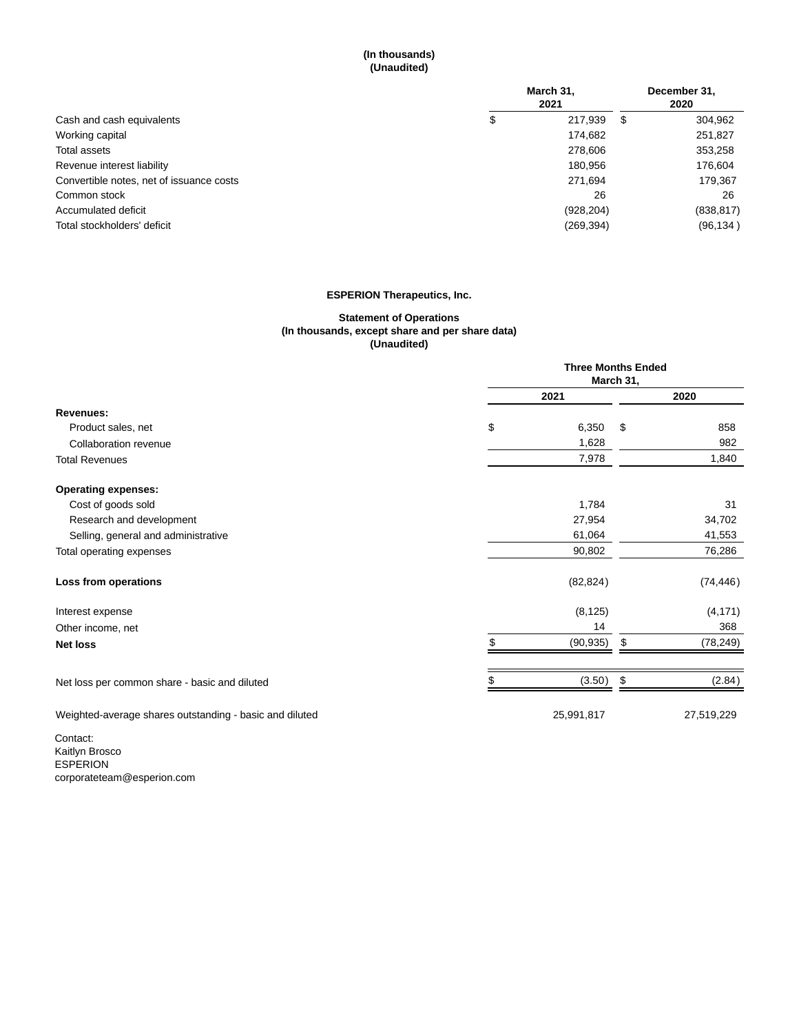**(In thousands)**
**(Unaudited)**

| | March 31, 2021 | December 31, 2020 |
|---|---|---|
| Cash and cash equivalents | $ 217,939 | $ 304,962 |
| Working capital | 174,682 | 251,827 |
| Total assets | 278,606 | 353,258 |
| Revenue interest liability | 180,956 | 176,604 |
| Convertible notes, net of issuance costs | 271,694 | 179,367 |
| Common stock | 26 | 26 |
| Accumulated deficit | (928,204) | (838,817) |
| Total stockholders' deficit | (269,394) | (96,134) |

**ESPERION Therapeutics, Inc.**

**Statement of Operations**
**(In thousands, except share and per share data)**
**(Unaudited)**

| | Three Months Ended March 31, | |
|---|---|---|
| | 2021 | 2020 |
| **Revenues:** | | |
| Product sales, net | $ 6,350 | $ 858 |
| Collaboration revenue | 1,628 | 982 |
| Total Revenues | 7,978 | 1,840 |
| **Operating expenses:** | | |
| Cost of goods sold | 1,784 | 31 |
| Research and development | 27,954 | 34,702 |
| Selling, general and administrative | 61,064 | 41,553 |
| Total operating expenses | 90,802 | 76,286 |
| **Loss from operations** | (82,824) | (74,446) |
| Interest expense | (8,125) | (4,171) |
| Other income, net | 14 | 368 |
| **Net loss** | $ (90,935) | $ (78,249) |
| Net loss per common share - basic and diluted | $ (3.50) | $ (2.84) |
| Weighted-average shares outstanding - basic and diluted | 25,991,817 | 27,519,229 |

Contact:
Kaitlyn Brosco
ESPERION
corporateteam@esperion.com